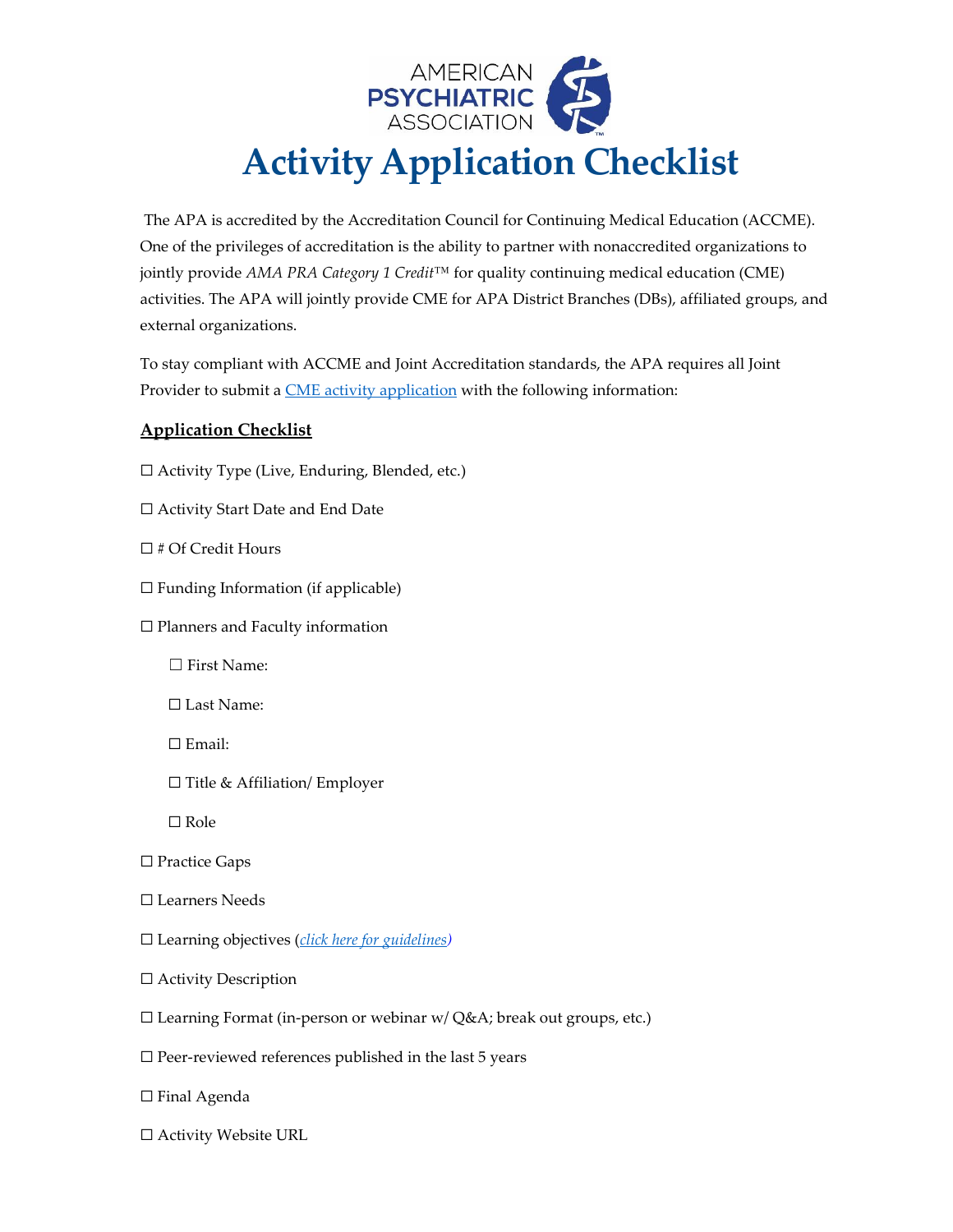# Activity Application Checklist

The APA is accredited by the Accreditation Council for Continuing Medical Education (ACCME). One of the privileges of accreditation is the ability to partner with nonaccredited organizations to jointly provide *AMA PRA Category 1 Credit™* for quality continuing medical education (CME) activities. The APA will jointly provide CME for APA District Branches (DBs), affiliated groups, and external organizations.

To stay compliant with ACCME and Joint Accreditation standards, the APA requires all Joint Provider to submit a CME activity application with the following information:

## Application Checklist

☐ Activity Type (Live, Enduring, Blended, etc.)

☐ Activity Start Date and End Date

☐ # Of Credit Hours

☐ Funding Information (if applicable)

☐ Planners and Faculty information

- ☐ First Name:
- ☐ Last Name:
- ☐ Email:
- ☐ Title & Affiliation/ Employer
- ☐ Role

☐ Practice Gaps

☐ Learners Needs

☐ Learning objectives (*click here for guidelines*)

☐ Activity Description

☐ Learning Format (in-person or webinar w/ Q&A; break out groups, etc.)

☐ Peer-reviewed references published in the last 5 years

☐ Final Agenda

☐ Activity Website URL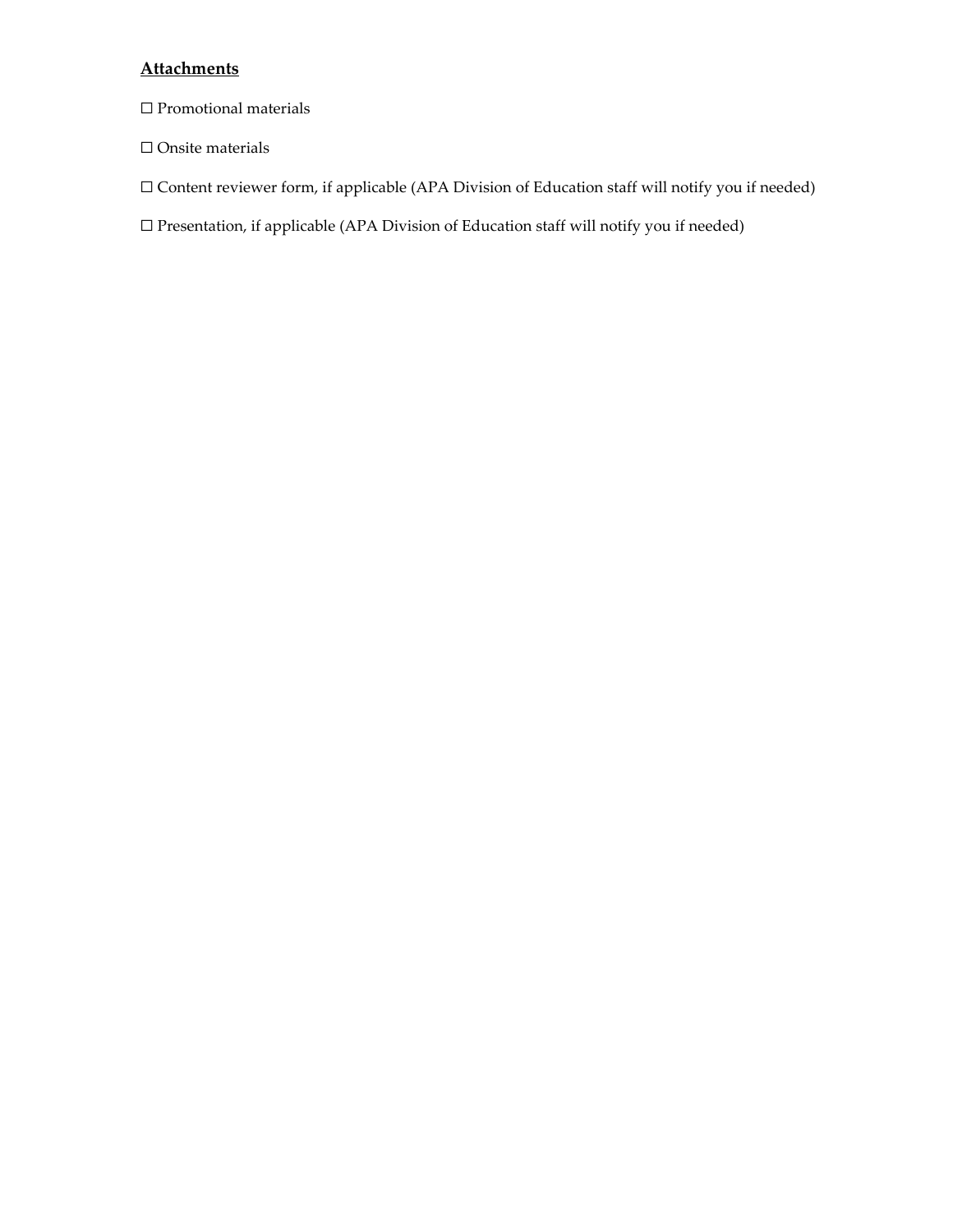**Attachments**

☐ Promotional materials

☐ Onsite materials

☐ Content reviewer form, if applicable (APA Division of Education staff will notify you if needed)

☐ Presentation, if applicable (APA Division of Education staff will notify you if needed)